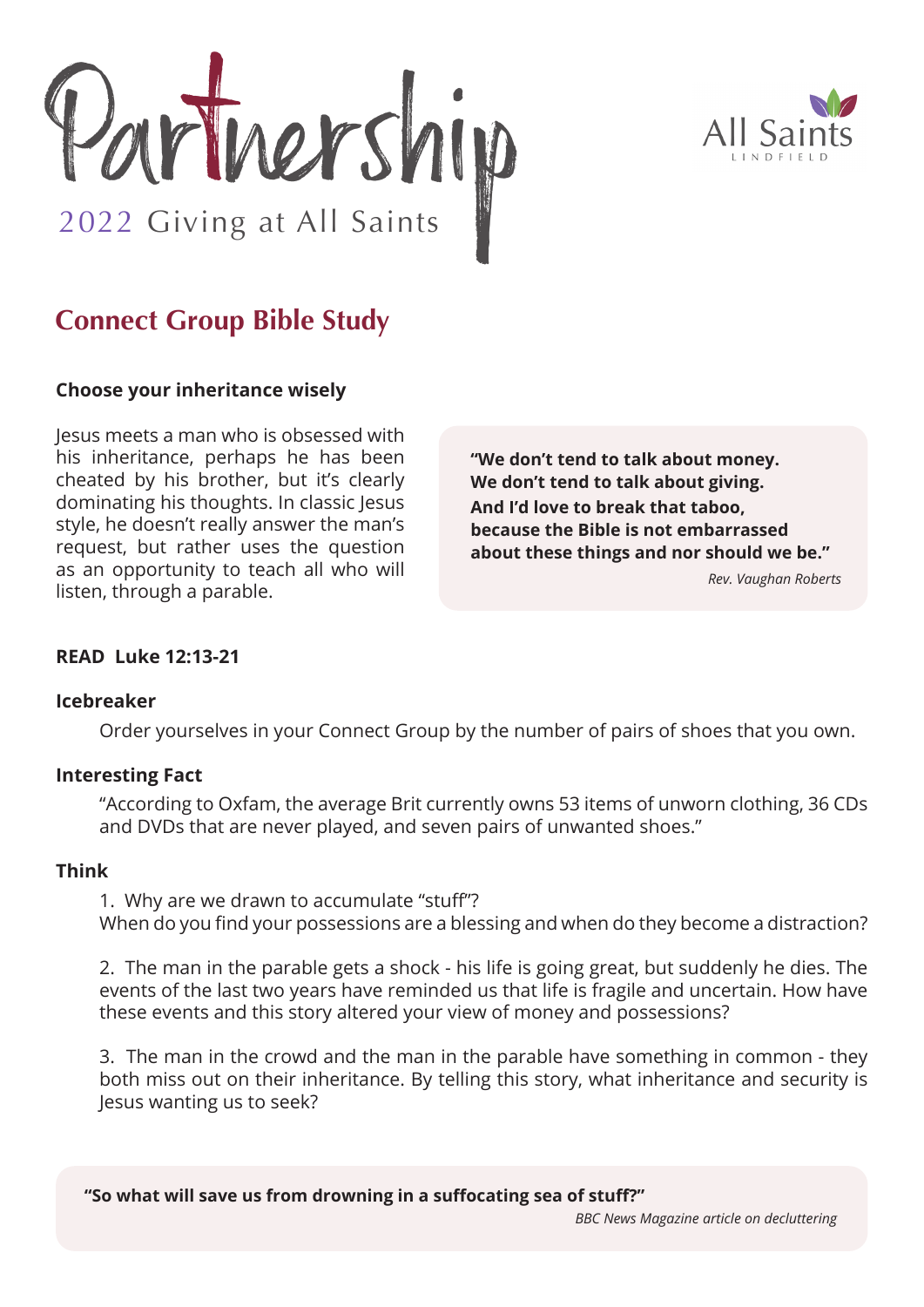# Partnership

2022 Giving at All Saints

All Saints LINDFIELD

## Connect Group Bible Study

**Choose your inheritance wisely**

Jesus meets a man who is obsessed with his inheritance, perhaps he has been cheated by his brother, but it's clearly dominating his thoughts. In classic Jesus style, he doesn't really answer the man's request, but rather uses the question as an opportunity to teach all who will listen, through a parable.

> **"We don't tend to talk about money. We don't tend to talk about giving. And I'd love to break that taboo, because the Bible is not embarrassed about these things and nor should we be."**
>
> *Rev. Vaughan Roberts*

**READ Luke 12:13-21**

**Icebreaker**

Order yourselves in your Connect Group by the number of pairs of shoes that you own.

**Interesting Fact**

"According to Oxfam, the average Brit currently owns 53 items of unworn clothing, 36 CDs and DVDs that are never played, and seven pairs of unwanted shoes."

**Think**

1. Why are we drawn to accumulate "stuff"? When do you find your possessions are a blessing and when do they become a distraction?

2. The man in the parable gets a shock - his life is going great, but suddenly he dies. The events of the last two years have reminded us that life is fragile and uncertain. How have these events and this story altered your view of money and possessions?

3. The man in the crowd and the man in the parable have something in common - they both miss out on their inheritance. By telling this story, what inheritance and security is Jesus wanting us to seek?

> **"So what will save us from drowning in a suffocating sea of stuff?"**
>
> *BBC News Magazine article on decluttering*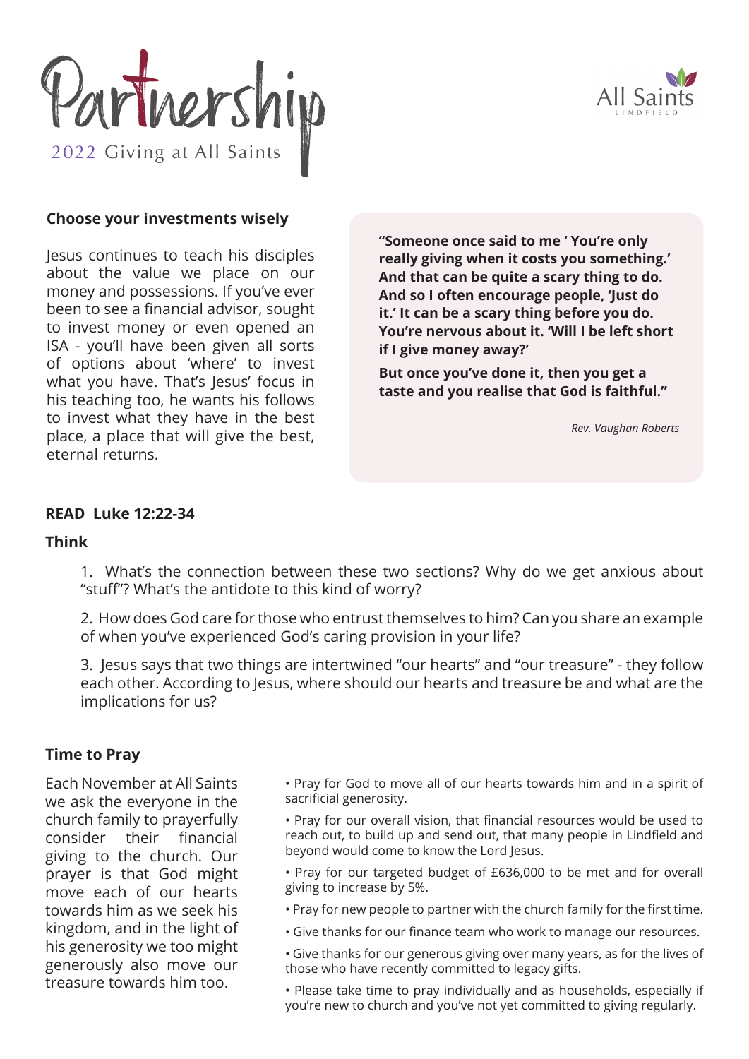# Partnership

2022 Giving at All Saints

All Saints
LINDFIELD

## Choose your investments wisely

Jesus continues to teach his disciples about the value we place on our money and possessions. If you've ever been to see a financial advisor, sought to invest money or even opened an ISA - you'll have been given all sorts of options about 'where' to invest what you have. That's Jesus' focus in his teaching too, he wants his follows to invest what they have in the best place, a place that will give the best, eternal returns.

**"Someone once said to me ' You're only really giving when it costs you something.' And that can be quite a scary thing to do. And so I often encourage people, 'Just do it.' It can be a scary thing before you do. You're nervous about it. 'Will I be left short if I give money away?'**

**But once you've done it, then you get a taste and you realise that God is faithful."**

*Rev. Vaughan Roberts*

## READ Luke 12:22-34

### Think

1. What's the connection between these two sections? Why do we get anxious about "stuff"? What's the antidote to this kind of worry?
2. How does God care for those who entrust themselves to him? Can you share an example of when you've experienced God's caring provision in your life?
3. Jesus says that two things are intertwined "our hearts" and "our treasure" - they follow each other. According to Jesus, where should our hearts and treasure be and what are the implications for us?

## Time to Pray

Each November at All Saints we ask the everyone in the church family to prayerfully consider their financial giving to the church. Our prayer is that God might move each of our hearts towards him as we seek his kingdom, and in the light of his generosity we too might generously also move our treasure towards him too.

- Pray for God to move all of our hearts towards him and in a spirit of sacrificial generosity.
- Pray for our overall vision, that financial resources would be used to reach out, to build up and send out, that many people in Lindfield and beyond would come to know the Lord Jesus.
- Pray for our targeted budget of £636,000 to be met and for overall giving to increase by 5%.
- Pray for new people to partner with the church family for the first time.
- Give thanks for our finance team who work to manage our resources.
- Give thanks for our generous giving over many years, as for the lives of those who have recently committed to legacy gifts.
- Please take time to pray individually and as households, especially if you're new to church and you've not yet committed to giving regularly.